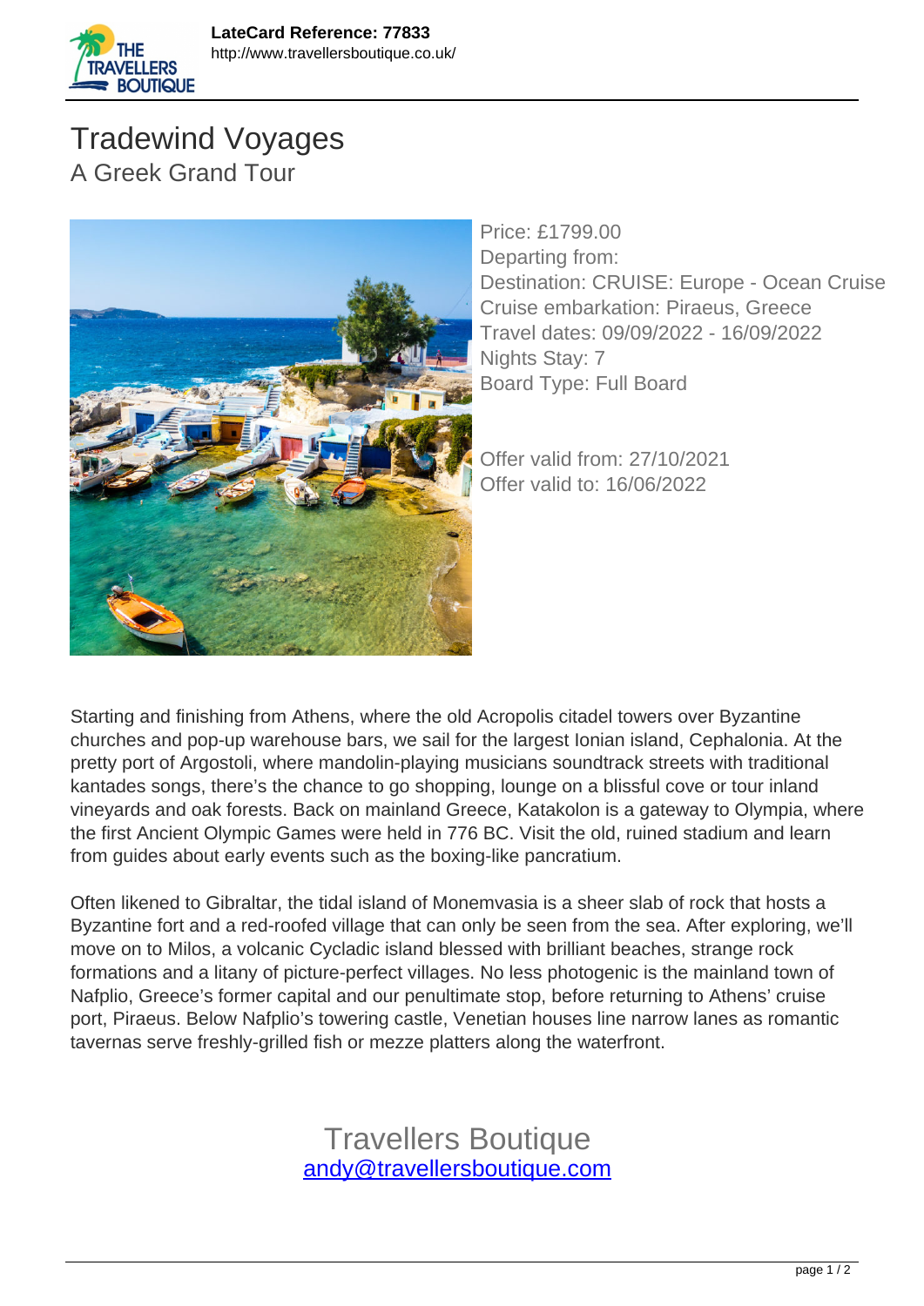LateCard Reference: 77833
http://www.travellersboutique.co.uk/

# Tradewind Voyages

## A Greek Grand Tour

Price: £1799.00
Departing from:
Destination: CRUISE: Europe - Ocean Cruise
Cruise embarkation: Piraeus, Greece
Travel dates: 09/09/2022 - 16/09/2022
Nights Stay: 7
Board Type: Full Board

Offer valid from: 27/10/2021
Offer valid to: 16/06/2022

Starting and finishing from Athens, where the old Acropolis citadel towers over Byzantine churches and pop-up warehouse bars, we sail for the largest Ionian island, Cephalonia. At the pretty port of Argostoli, where mandolin-playing musicians soundtrack streets with traditional kantades songs, there's the chance to go shopping, lounge on a blissful cove or tour inland vineyards and oak forests. Back on mainland Greece, Katakolon is a gateway to Olympia, where the first Ancient Olympic Games were held in 776 BC. Visit the old, ruined stadium and learn from guides about early events such as the boxing-like pancratium.

Often likened to Gibraltar, the tidal island of Monemvasia is a sheer slab of rock that hosts a Byzantine fort and a red-roofed village that can only be seen from the sea. After exploring, we'll move on to Milos, a volcanic Cycladic island blessed with brilliant beaches, strange rock formations and a litany of picture-perfect villages. No less photogenic is the mainland town of Nafplio, Greece's former capital and our penultimate stop, before returning to Athens' cruise port, Piraeus. Below Nafplio's towering castle, Venetian houses line narrow lanes as romantic tavernas serve freshly-grilled fish or mezze platters along the waterfront.

Travellers Boutique
andy@travellersboutique.com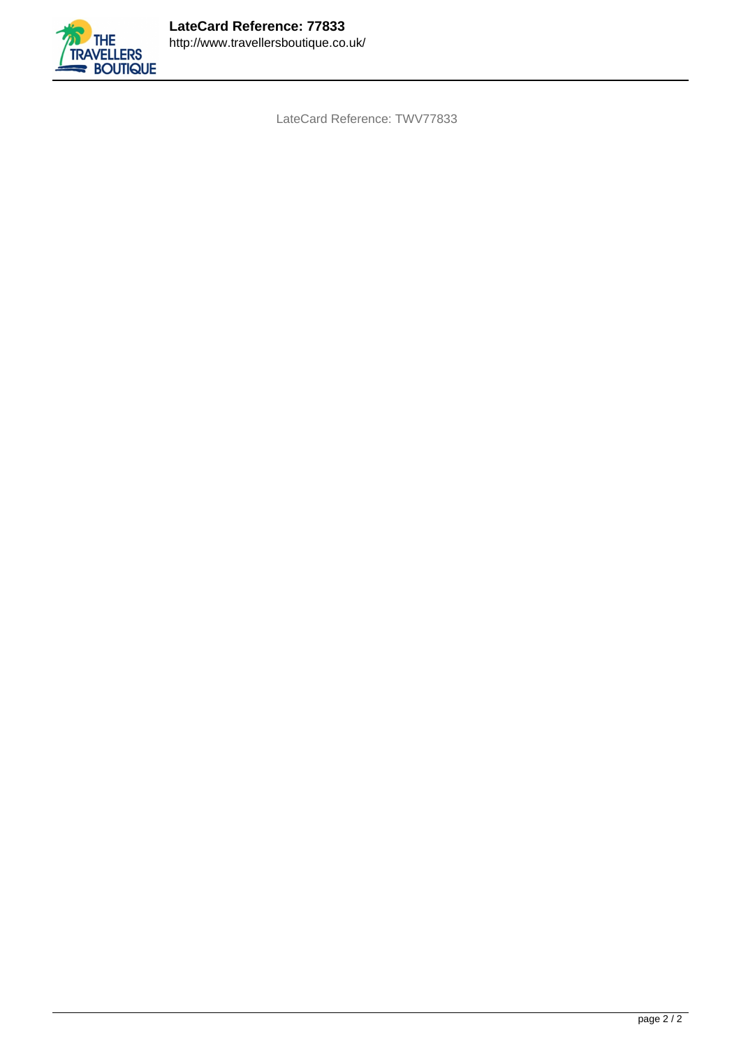LateCard Reference: TWV77833